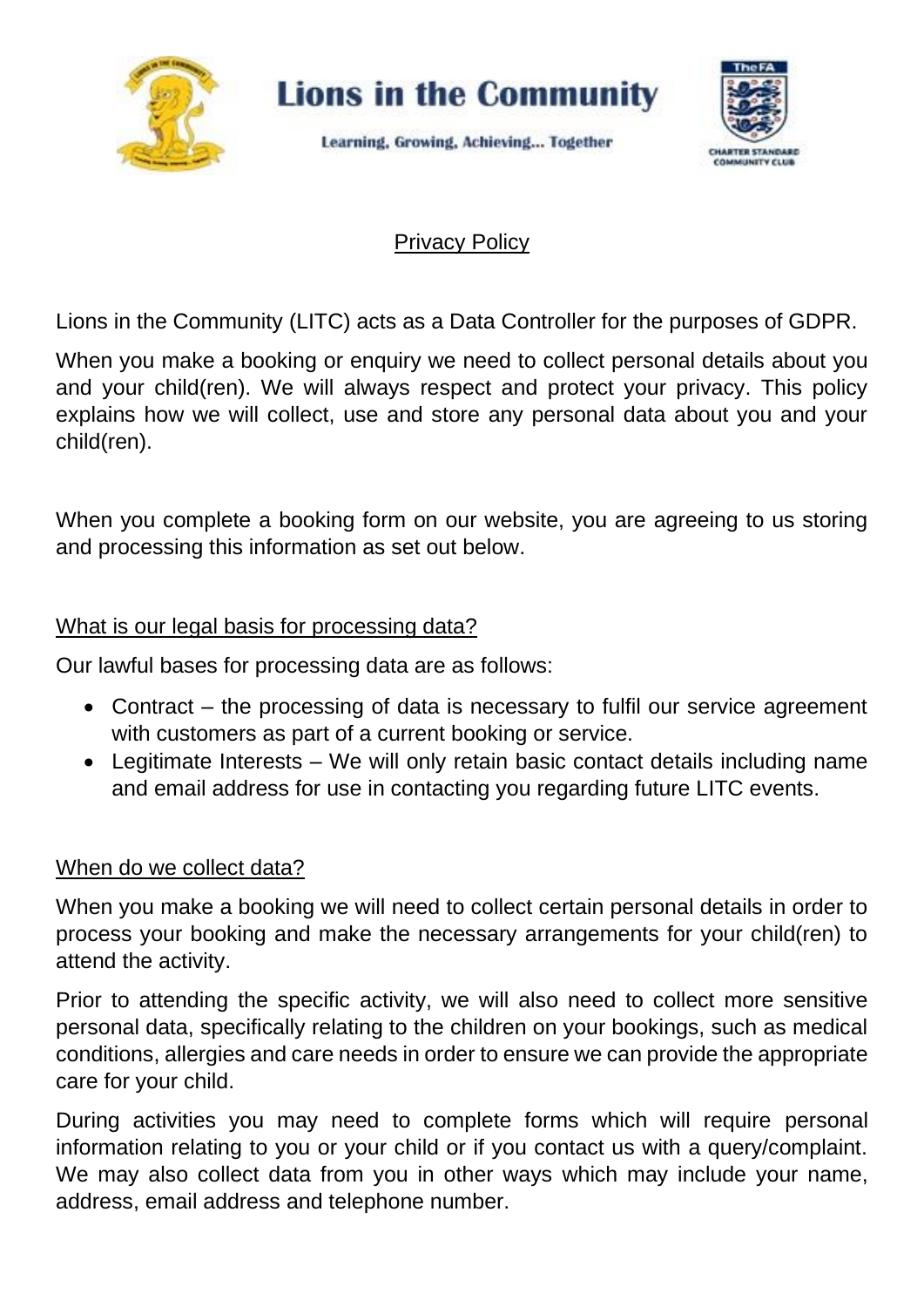# Lions in the Community

Learning, Growing, Achieving... Together

## Privacy Policy

Lions in the Community (LITC) acts as a Data Controller for the purposes of GDPR.

When you make a booking or enquiry we need to collect personal details about you and your child(ren). We will always respect and protect your privacy. This policy explains how we will collect, use and store any personal data about you and your child(ren).

When you complete a booking form on our website, you are agreeing to us storing and processing this information as set out below.

### What is our legal basis for processing data?

Our lawful bases for processing data are as follows:

- Contract – the processing of data is necessary to fulfil our service agreement with customers as part of a current booking or service.
- Legitimate Interests – We will only retain basic contact details including name and email address for use in contacting you regarding future LITC events.

### When do we collect data?

When you make a booking we will need to collect certain personal details in order to process your booking and make the necessary arrangements for your child(ren) to attend the activity.

Prior to attending the specific activity, we will also need to collect more sensitive personal data, specifically relating to the children on your bookings, such as medical conditions, allergies and care needs in order to ensure we can provide the appropriate care for your child.

During activities you may need to complete forms which will require personal information relating to you or your child or if you contact us with a query/complaint. We may also collect data from you in other ways which may include your name, address, email address and telephone number.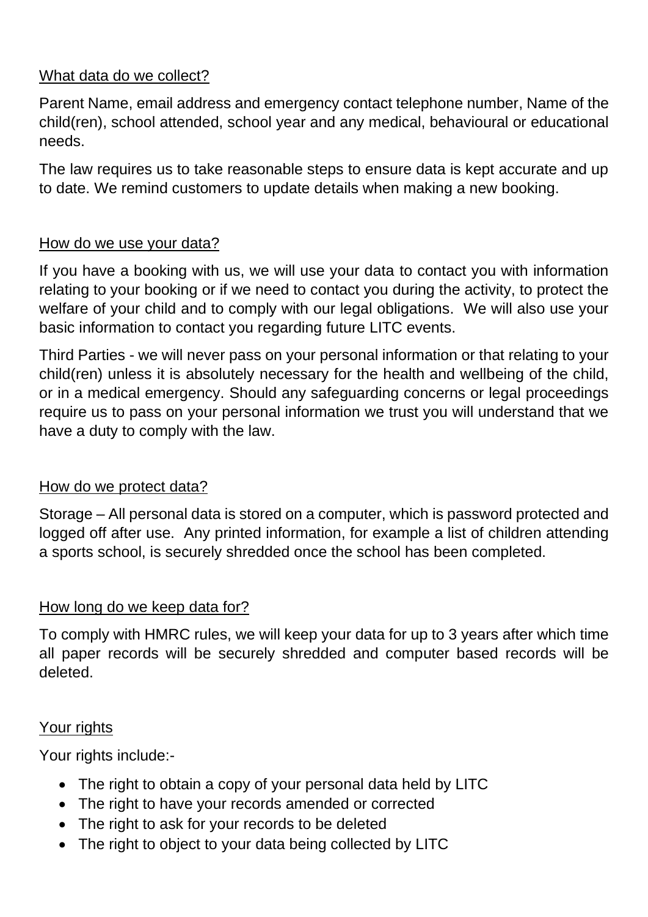## What data do we collect?

Parent Name, email address and emergency contact telephone number, Name of the child(ren), school attended, school year and any medical, behavioural or educational needs.

The law requires us to take reasonable steps to ensure data is kept accurate and up to date. We remind customers to update details when making a new booking.

## How do we use your data?

If you have a booking with us, we will use your data to contact you with information relating to your booking or if we need to contact you during the activity, to protect the welfare of your child and to comply with our legal obligations. We will also use your basic information to contact you regarding future LITC events.

Third Parties - we will never pass on your personal information or that relating to your child(ren) unless it is absolutely necessary for the health and wellbeing of the child, or in a medical emergency. Should any safeguarding concerns or legal proceedings require us to pass on your personal information we trust you will understand that we have a duty to comply with the law.

## How do we protect data?

Storage – All personal data is stored on a computer, which is password protected and logged off after use. Any printed information, for example a list of children attending a sports school, is securely shredded once the school has been completed.

## How long do we keep data for?

To comply with HMRC rules, we will keep your data for up to 3 years after which time all paper records will be securely shredded and computer based records will be deleted.

## Your rights

Your rights include:-

- The right to obtain a copy of your personal data held by LITC
- The right to have your records amended or corrected
- The right to ask for your records to be deleted
- The right to object to your data being collected by LITC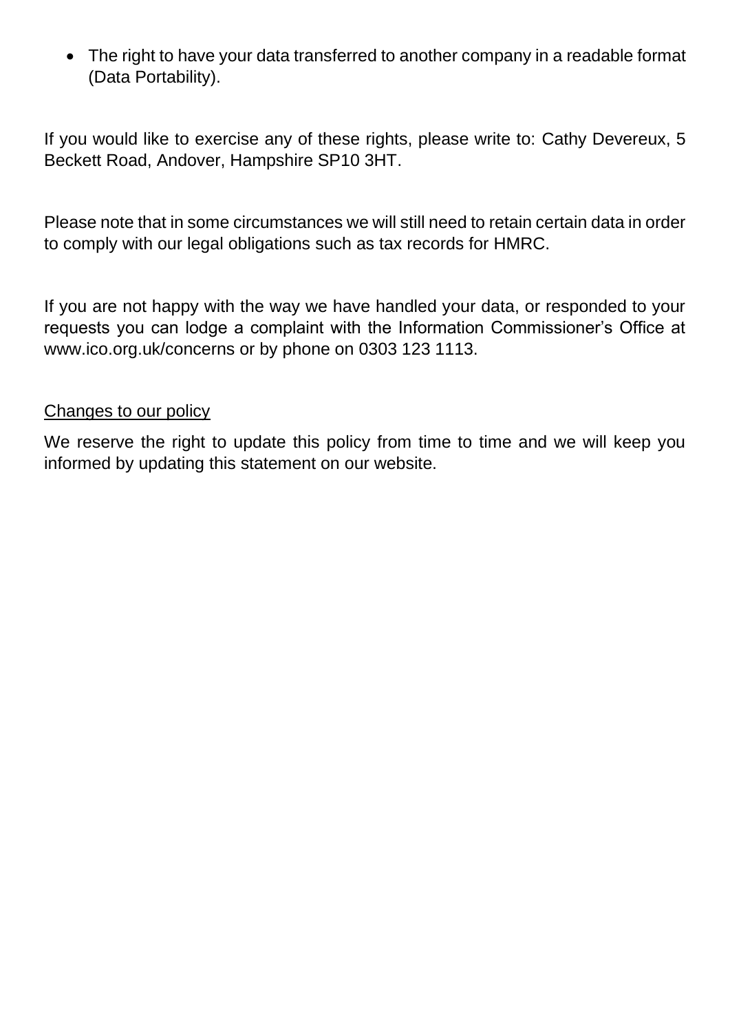- The right to have your data transferred to another company in a readable format (Data Portability).

If you would like to exercise any of these rights, please write to: Cathy Devereux, 5 Beckett Road, Andover, Hampshire SP10 3HT.

Please note that in some circumstances we will still need to retain certain data in order to comply with our legal obligations such as tax records for HMRC.

If you are not happy with the way we have handled your data, or responded to your requests you can lodge a complaint with the Information Commissioner's Office at www.ico.org.uk/concerns or by phone on 0303 123 1113.

<u>Changes to our policy</u>

We reserve the right to update this policy from time to time and we will keep you informed by updating this statement on our website.